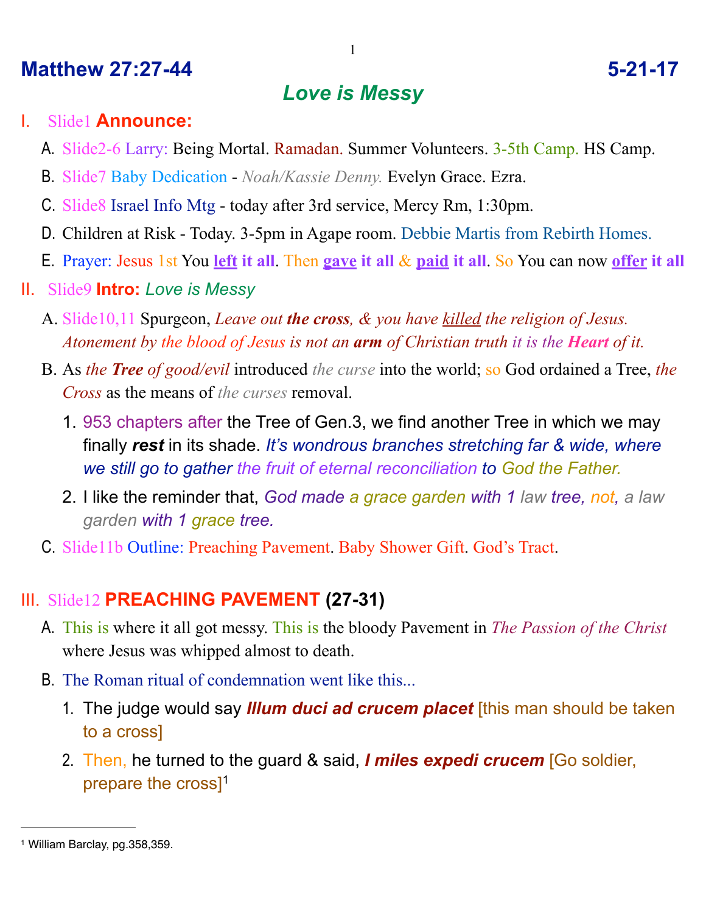# Matthew 27:27-44 5-21-17

## *Love is Messy*

I. Slide1 **Announce:**

   A. Slide2-6 Larry: Being Mortal. Ramadan. Summer Volunteers. 3-5th Camp. HS Camp.

   B. Slide7 Baby Dedication - *Noah/Kassie Denny.* Evelyn Grace. Ezra.

   C. Slide8 Israel Info Mtg - today after 3rd service, Mercy Rm, 1:30pm.

   D. Children at Risk - Today. 3-5pm in Agape room. Debbie Martis from Rebirth Homes.

   E. Prayer: Jesus 1st You **left it all**. Then **gave it all** & **paid it all**. So You can now **offer it all**

II. Slide9 **Intro:** *Love is Messy*

   A. Slide10,11 Spurgeon, *Leave out **the cross**, & you have killed the religion of Jesus. Atonement by the blood of Jesus is not an **arm** of Christian truth it is the **Heart** of it.*

   B. As *the **Tree** of good/evil* introduced *the curse* into the world; so God ordained a Tree, *the Cross* as the means of *the curses* removal.

      1. 953 chapters after the Tree of Gen.3, we find another Tree in which we may finally ***rest*** in its shade. *It's wondrous branches stretching far & wide, where we still go to gather the fruit of eternal reconciliation to God the Father.*

      2. I like the reminder that, *God made a grace garden with 1 law tree, not, a law garden with 1 grace tree.*

   C. Slide11b Outline: Preaching Pavement. Baby Shower Gift. God's Tract.

III. Slide12 **PREACHING PAVEMENT (27-31)**

   A. This is where it all got messy. This is the bloody Pavement in *The Passion of the Christ* where Jesus was whipped almost to death.

   B. The Roman ritual of condemnation went like this...

      1. The judge would say ***Illum duci ad crucem placet*** [this man should be taken to a cross]

      2. Then, he turned to the guard & said, ***I miles expedi crucem*** [Go soldier, prepare the cross][1]

---

[1] William Barclay, pg.358,359.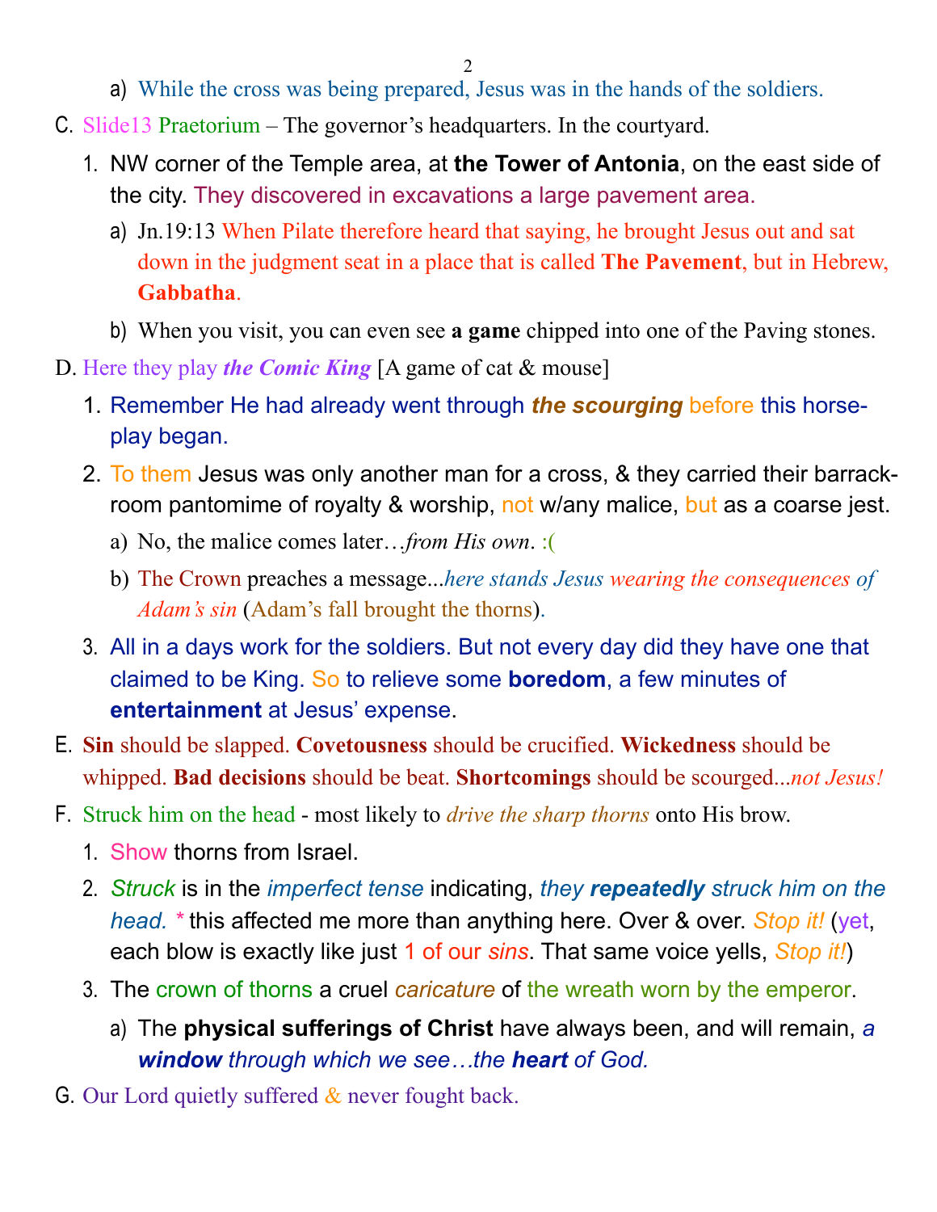a) While the cross was being prepared, Jesus was in the hands of the soldiers.

C. Slide13 Praetorium – The governor's headquarters. In the courtyard.

1. NW corner of the Temple area, at **the Tower of Antonia**, on the east side of the city. They discovered in excavations a large pavement area.
    a) Jn.19:13 When Pilate therefore heard that saying, he brought Jesus out and sat down in the judgment seat in a place that is called **The Pavement**, but in Hebrew, **Gabbatha**.
    b) When you visit, you can even see **a game** chipped into one of the Paving stones.

D. Here they play ***the Comic King*** [A game of cat & mouse]

1. Remember He had already went through ***the scourging*** before this horse-play began.
2. To them Jesus was only another man for a cross, & they carried their barrack-room pantomime of royalty & worship, not w/any malice, but as a coarse jest.
    a) No, the malice comes later…*from His own*. :(
    b) The Crown preaches a message...*here stands Jesus wearing the consequences of Adam's sin* (Adam's fall brought the thorns).
3. All in a days work for the soldiers. But not every day did they have one that claimed to be King. So to relieve some **boredom**, a few minutes of **entertainment** at Jesus' expense.

E. **Sin** should be slapped. **Covetousness** should be crucified. **Wickedness** should be whipped. **Bad decisions** should be beat. **Shortcomings** should be scourged...*not Jesus!*

F. Struck him on the head - most likely to *drive the sharp thorns* onto His brow.

1. Show thorns from Israel.
2. *Struck* is in the *imperfect tense* indicating, *they* ***repeatedly*** *struck him on the head.* * this affected me more than anything here. Over & over. *Stop it!* (yet, each blow is exactly like just 1 of our *sins*. That same voice yells, *Stop it!*)
3. The crown of thorns a cruel *caricature* of the wreath worn by the emperor.
    a) The **physical sufferings of Christ** have always been, and will remain, *a* ***window*** *through which we see…the* ***heart*** *of God.*

G. Our Lord quietly suffered & never fought back.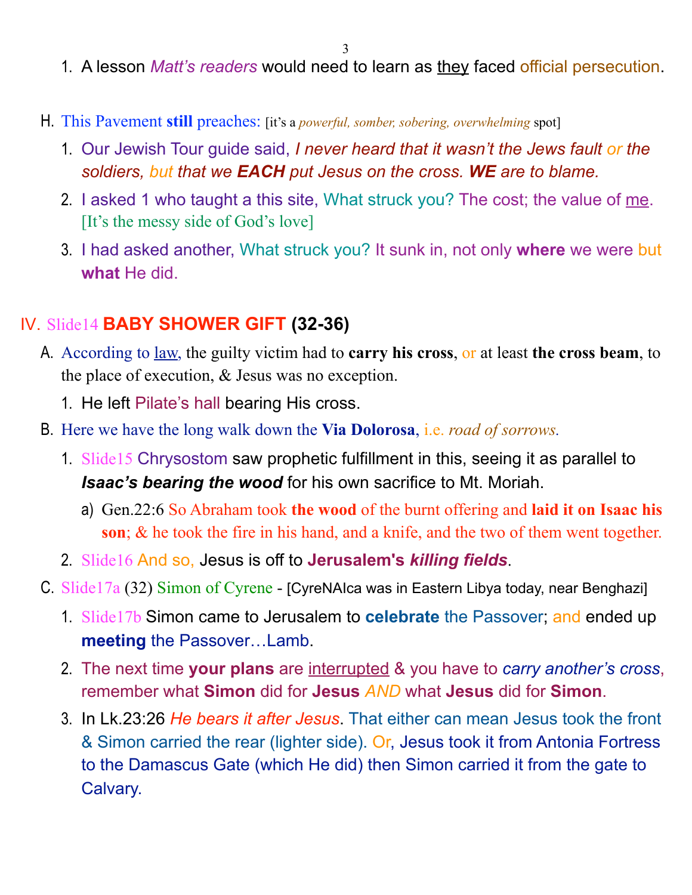1. A lesson *Matt's readers* would need to learn as they faced official persecution.

H. This Pavement **still** preaches: [it's a *powerful, somber, sobering, overwhelming* spot]

1. Our Jewish Tour guide said, *I never heard that it wasn't the Jews fault or the soldiers, but that we **EACH** put Jesus on the cross. **WE** are to blame.*
2. I asked 1 who taught a this site, What struck you? The cost; the value of me. [It's the messy side of God's love]
3. I had asked another, What struck you? It sunk in, not only **where** we were but **what** He did.

## IV. Slide14 **BABY SHOWER GIFT (32-36)**

A. According to law, the guilty victim had to **carry his cross**, or at least **the cross beam**, to the place of execution, & Jesus was no exception.

1. He left Pilate's hall bearing His cross.

B. Here we have the long walk down the **Via Dolorosa**, i.e. *road of sorrows.*

1. Slide15 Chrysostom saw prophetic fulfillment in this, seeing it as parallel to ***Isaac's bearing the wood*** for his own sacrifice to Mt. Moriah.
   a) Gen.22:6 So Abraham took **the wood** of the burnt offering and **laid it on Isaac his son**; & he took the fire in his hand, and a knife, and the two of them went together.
2. Slide16 And so, Jesus is off to **Jerusalem's *killing fields***.

C. Slide17a (32) Simon of Cyrene - [CyreNAIca was in Eastern Libya today, near Benghazi]

1. Slide17b Simon came to Jerusalem to **celebrate** the Passover; and ended up **meeting** the Passover…Lamb.
2. The next time **your plans** are interrupted & you have to *carry another's cross*, remember what **Simon** did for **Jesus** *AND* what **Jesus** did for **Simon**.
3. In Lk.23:26 *He bears it after Jesus*. That either can mean Jesus took the front & Simon carried the rear (lighter side). Or, Jesus took it from Antonia Fortress to the Damascus Gate (which He did) then Simon carried it from the gate to Calvary.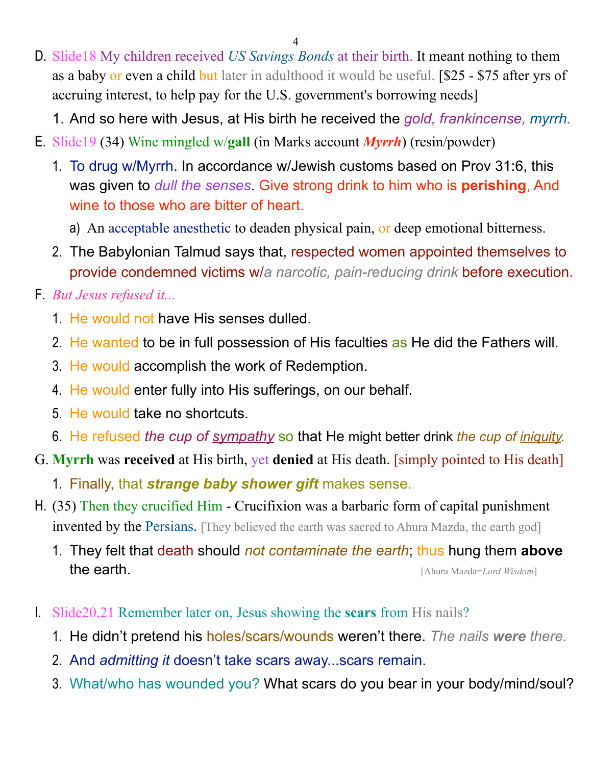D. Slide18 My children received *US Savings Bonds* at their birth. It meant nothing to them as a baby or even a child but later in adulthood it would be useful. [$25 - $75 after yrs of accruing interest, to help pay for the U.S. government's borrowing needs]

   1. And so here with Jesus, at His birth he received the *gold, frankincense, myrrh.*

E. Slide19 (34) Wine mingled w/**gall** (in Marks account ***Myrrh***) (resin/powder)

   1. To drug w/Myrrh. In accordance w/Jewish customs based on Prov 31:6, this was given to *dull the senses*. Give strong drink to him who is **perishing**, And wine to those who are bitter of heart.

      a) An acceptable anesthetic to deaden physical pain, or deep emotional bitterness.

   2. The Babylonian Talmud says that, respected women appointed themselves to provide condemned victims w/*a narcotic, pain-reducing drink* before execution.

F. *But Jesus refused it...*

   1. He would not have His senses dulled.
   2. He wanted to be in full possession of His faculties as He did the Fathers will.
   3. He would accomplish the work of Redemption.
   4. He would enter fully into His sufferings, on our behalf.
   5. He would take no shortcuts.
   6. He refused *the cup of sympathy* so that He might better drink *the cup of iniquity*.

G. **Myrrh** was **received** at His birth, yet **denied** at His death. [simply pointed to His death]

   1. Finally, that ***strange baby shower gift*** makes sense.

H. (35) Then they crucified Him - Crucifixion was a barbaric form of capital punishment invented by the Persians. [They believed the earth was sacred to Ahura Mazda, the earth god]

   1. They felt that death should *not contaminate the earth*; thus hung them **above** the earth. [Ahura Mazda=*Lord Wisdom*]

I. Slide20,21 Remember later on, Jesus showing the **scars** from His nails?

   1. He didn't pretend his holes/scars/wounds weren't there. *The nails **were** there.*
   2. And *admitting it* doesn't take scars away...scars remain.
   3. What/who has wounded you? What scars do you bear in your body/mind/soul?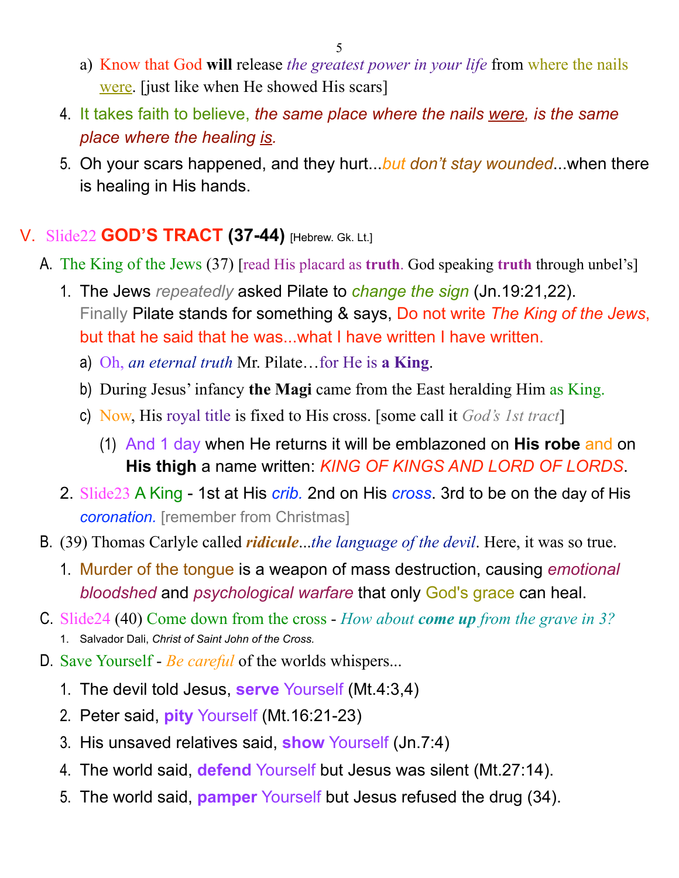a) Know that God **will** release *the greatest power in your life* from where the nails were. [just like when He showed His scars]

4. It takes faith to believe, *the same place where the nails were, is the same place where the healing is.*
5. Oh your scars happened, and they hurt...*but don't stay wounded*...when there is healing in His hands.

## V. Slide22 **GOD'S TRACT (37-44)** [Hebrew. Gk. Lt.]

A. The King of the Jews (37) [read His placard as **truth**. God speaking **truth** through unbel's]

1. The Jews *repeatedly* asked Pilate to *change the sign* (Jn.19:21,22). Finally Pilate stands for something & says, Do not write *The King of the Jews*, but that he said that he was...what I have written I have written.
   a) Oh, *an eternal truth* Mr. Pilate…for He is **a King**.
   b) During Jesus' infancy **the Magi** came from the East heralding Him as King.
   c) Now, His royal title is fixed to His cross. [some call it *God's 1st tract*]
      (1) And 1 day when He returns it will be emblazoned on **His robe** and on **His thigh** a name written: *KING OF KINGS AND LORD OF LORDS*.
2. Slide23 A King - 1st at His *crib.* 2nd on His *cross*. 3rd to be on the day of His *coronation.* [remember from Christmas]

B. (39) Thomas Carlyle called ***ridicule***...*the language of the devil*. Here, it was so true.

1. Murder of the tongue is a weapon of mass destruction, causing *emotional bloodshed* and *psychological warfare* that only God's grace can heal.

C. Slide24 (40) Come down from the cross - *How about **come up** from the grave in 3?*

1. Salvador Dali, *Christ of Saint John of the Cross.*

D. Save Yourself - *Be careful* of the worlds whispers...

1. The devil told Jesus, **serve** Yourself (Mt.4:3,4)
2. Peter said, **pity** Yourself (Mt.16:21-23)
3. His unsaved relatives said, **show** Yourself (Jn.7:4)
4. The world said, **defend** Yourself but Jesus was silent (Mt.27:14).
5. The world said, **pamper** Yourself but Jesus refused the drug (34).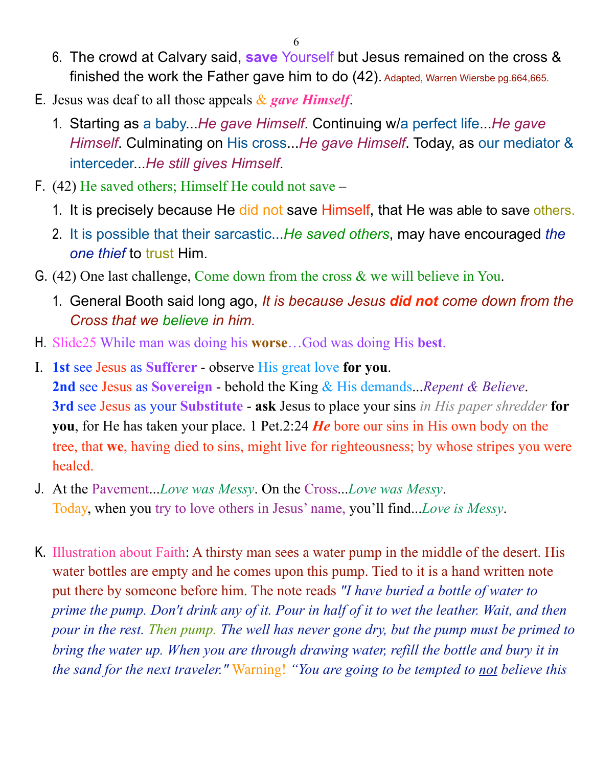6. The crowd at Calvary said, **save** Yourself but Jesus remained on the cross & finished the work the Father gave him to do (42). Adapted, Warren Wiersbe pg.664,665.

E. Jesus was deaf to all those appeals ***& gave Himself***.

1. Starting as a baby...*He gave Himself*. Continuing w/a perfect life...*He gave Himself*. Culminating on His cross...*He gave Himself*. Today, as our mediator & interceder...*He still gives Himself*.

F. (42) He saved others; Himself He could not save –

1. It is precisely because He did not save Himself, that He was able to save others.
2. It is possible that their sarcastic...*He saved others*, may have encouraged *the one thief* to trust Him.

G. (42) One last challenge, Come down from the cross & we will believe in You.

1. General Booth said long ago, *It is because Jesus **did not** come down from the Cross that we believe in him.*

H. Slide25 While <u>man</u> was doing his **worse**…<u>God</u> was doing His **best**.

I. **1st** see Jesus as **Sufferer** - observe His great love **for you**.
**2nd** see Jesus as **Sovereign** - behold the King & His demands...*Repent & Believe*.
**3rd** see Jesus as your **Substitute** - **ask** Jesus to place your sins *in His paper shredder* **for you**, for He has taken your place. 1 Pet.2:24 ***He*** bore our sins in His own body on the tree, that **we**, having died to sins, might live for righteousness; by whose stripes you were healed.

J. At the Pavement...*Love was Messy*. On the Cross...*Love was Messy*.
Today, when you try to love others in Jesus' name, you'll find...*Love is Messy*.

K. Illustration about Faith: A thirsty man sees a water pump in the middle of the desert. His water bottles are empty and he comes upon this pump. Tied to it is a hand written note put there by someone before him. The note reads *"I have buried a bottle of water to prime the pump. Don't drink any of it. Pour in half of it to wet the leather. Wait, and then pour in the rest. Then pump. The well has never gone dry, but the pump must be primed to bring the water up. When you are through drawing water, refill the bottle and bury it in the sand for the next traveler."* Warning! *"You are going to be tempted to <u>not</u> believe this*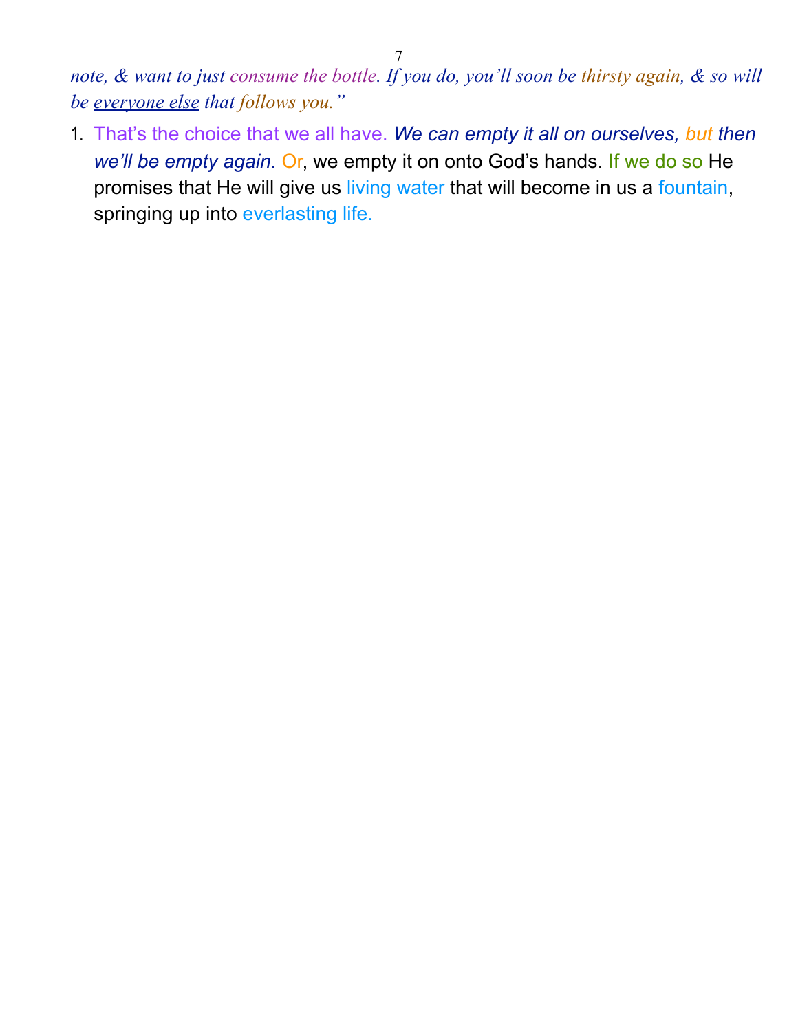*note, & want to just consume the bottle. If you do, you'll soon be thirsty again, & so will be* *<u>everyone else</u>* *that follows you."*

1. That's the choice that we all have. *We can empty it all on ourselves, but then we'll be empty again.* Or, we empty it on onto God's hands. If we do so He promises that He will give us living water that will become in us a fountain, springing up into everlasting life.